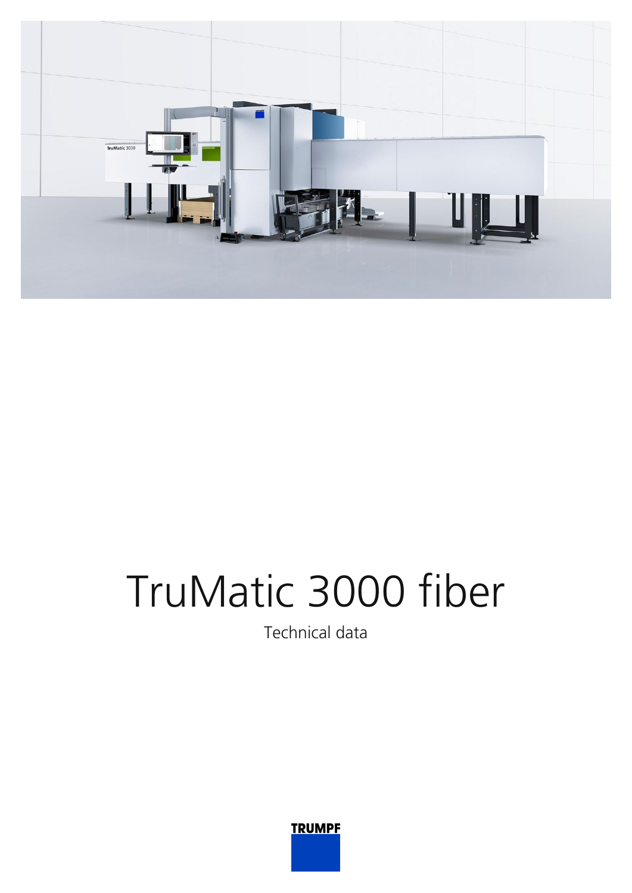# TruMatic 3000 fiber

Technical data

TRUMPF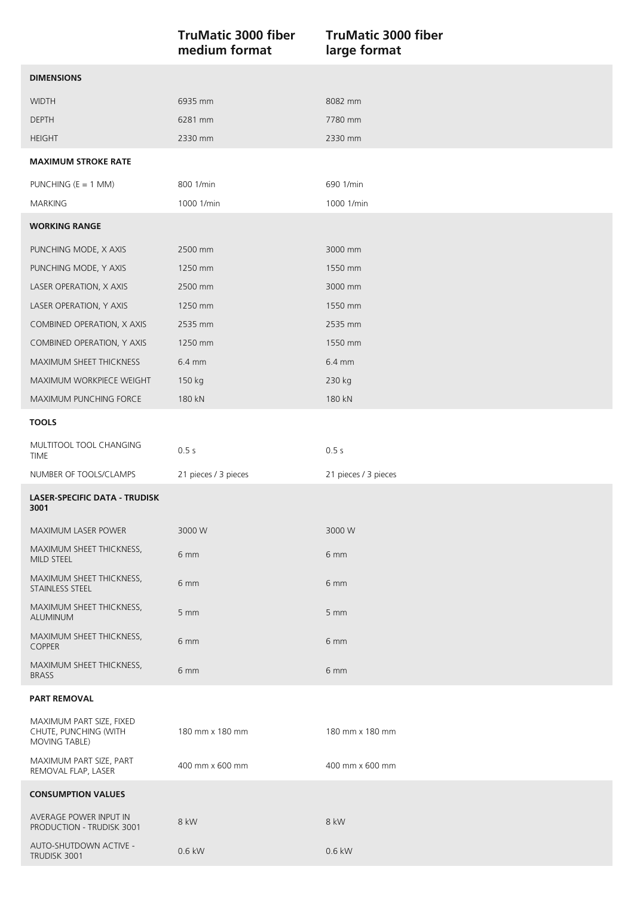| | TruMatic 3000 fiber medium format | TruMatic 3000 fiber large format |
|---|---|---|
| **DIMENSIONS** | | |
| WIDTH | 6935 mm | 8082 mm |
| DEPTH | 6281 mm | 7780 mm |
| HEIGHT | 2330 mm | 2330 mm |
| **MAXIMUM STROKE RATE** | | |
| PUNCHING (E = 1 MM) | 800 1/min | 690 1/min |
| MARKING | 1000 1/min | 1000 1/min |
| **WORKING RANGE** | | |
| PUNCHING MODE, X AXIS | 2500 mm | 3000 mm |
| PUNCHING MODE, Y AXIS | 1250 mm | 1550 mm |
| LASER OPERATION, X AXIS | 2500 mm | 3000 mm |
| LASER OPERATION, Y AXIS | 1250 mm | 1550 mm |
| COMBINED OPERATION, X AXIS | 2535 mm | 2535 mm |
| COMBINED OPERATION, Y AXIS | 1250 mm | 1550 mm |
| MAXIMUM SHEET THICKNESS | 6.4 mm | 6.4 mm |
| MAXIMUM WORKPIECE WEIGHT | 150 kg | 230 kg |
| MAXIMUM PUNCHING FORCE | 180 kN | 180 kN |
| **TOOLS** | | |
| MULTITOOL TOOL CHANGING TIME | 0.5 s | 0.5 s |
| NUMBER OF TOOLS/CLAMPS | 21 pieces / 3 pieces | 21 pieces / 3 pieces |
| **LASER-SPECIFIC DATA - TRUDISK 3001** | | |
| MAXIMUM LASER POWER | 3000 W | 3000 W |
| MAXIMUM SHEET THICKNESS, MILD STEEL | 6 mm | 6 mm |
| MAXIMUM SHEET THICKNESS, STAINLESS STEEL | 6 mm | 6 mm |
| MAXIMUM SHEET THICKNESS, ALUMINUM | 5 mm | 5 mm |
| MAXIMUM SHEET THICKNESS, COPPER | 6 mm | 6 mm |
| MAXIMUM SHEET THICKNESS, BRASS | 6 mm | 6 mm |
| **PART REMOVAL** | | |
| MAXIMUM PART SIZE, FIXED CHUTE, PUNCHING (WITH MOVING TABLE) | 180 mm x 180 mm | 180 mm x 180 mm |
| MAXIMUM PART SIZE, PART REMOVAL FLAP, LASER | 400 mm x 600 mm | 400 mm x 600 mm |
| **CONSUMPTION VALUES** | | |
| AVERAGE POWER INPUT IN PRODUCTION - TRUDISK 3001 | 8 kW | 8 kW |
| AUTO-SHUTDOWN ACTIVE - TRUDISK 3001 | 0.6 kW | 0.6 kW |